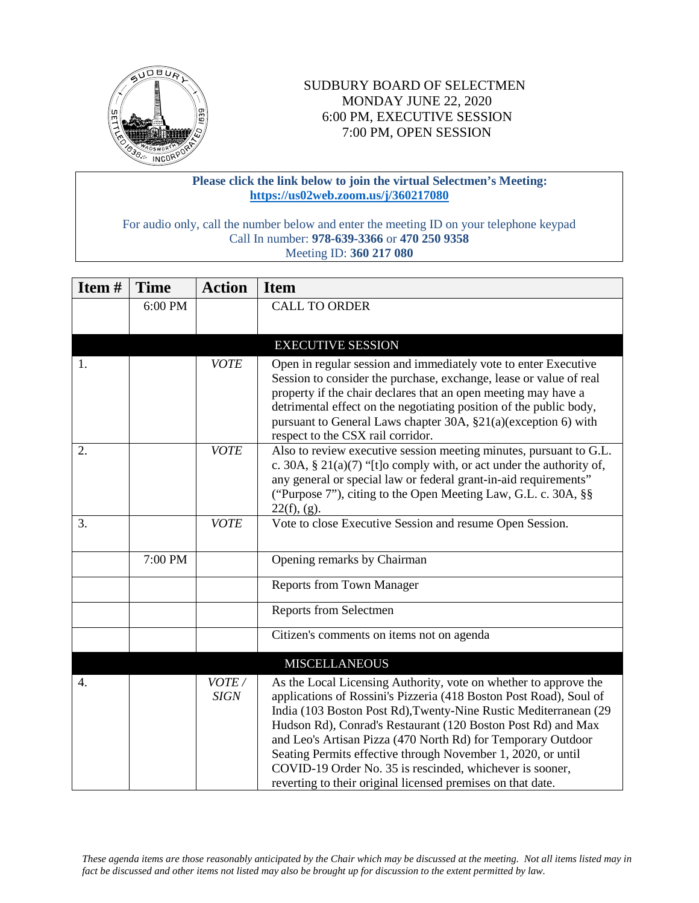# SUDBURY BOARD OF SELECTMEN
## MONDAY JUNE 22, 2020
## 6:00 PM, EXECUTIVE SESSION
## 7:00 PM, OPEN SESSION

**Please click the link below to join the virtual Selectmen's Meeting:**
**https://us02web.zoom.us/j/360217080**

For audio only, call the number below and enter the meeting ID on your telephone keypad
Call In number: **978-639-3366** or **470 250 9358**
Meeting ID: **360 217 080**

| Item # | Time | Action | Item |
|---|---|---|---|
| | 6:00 PM | | CALL TO ORDER |
| | | | **EXECUTIVE SESSION** |
| 1. | | *VOTE* | Open in regular session and immediately vote to enter Executive Session to consider the purchase, exchange, lease or value of real property if the chair declares that an open meeting may have a detrimental effect on the negotiating position of the public body, pursuant to General Laws chapter 30A, §21(a)(exception 6) with respect to the CSX rail corridor. |
| 2. | | *VOTE* | Also to review executive session meeting minutes, pursuant to G.L. c. 30A, § 21(a)(7) "[t]o comply with, or act under the authority of, any general or special law or federal grant-in-aid requirements" ("Purpose 7"), citing to the Open Meeting Law, G.L. c. 30A, §§ 22(f), (g). |
| 3. | | *VOTE* | Vote to close Executive Session and resume Open Session. |
| | 7:00 PM | | Opening remarks by Chairman |
| | | | Reports from Town Manager |
| | | | Reports from Selectmen |
| | | | Citizen's comments on items not on agenda |
| | | | **MISCELLANEOUS** |
| 4. | | *VOTE / SIGN* | As the Local Licensing Authority, vote on whether to approve the applications of Rossini's Pizzeria (418 Boston Post Road), Soul of India (103 Boston Post Rd),Twenty-Nine Rustic Mediterranean (29 Hudson Rd), Conrad's Restaurant (120 Boston Post Rd) and Max and Leo's Artisan Pizza (470 North Rd) for Temporary Outdoor Seating Permits effective through November 1, 2020, or until COVID-19 Order No. 35 is rescinded, whichever is sooner, reverting to their original licensed premises on that date. |

*These agenda items are those reasonably anticipated by the Chair which may be discussed at the meeting. Not all items listed may in fact be discussed and other items not listed may also be brought up for discussion to the extent permitted by law.*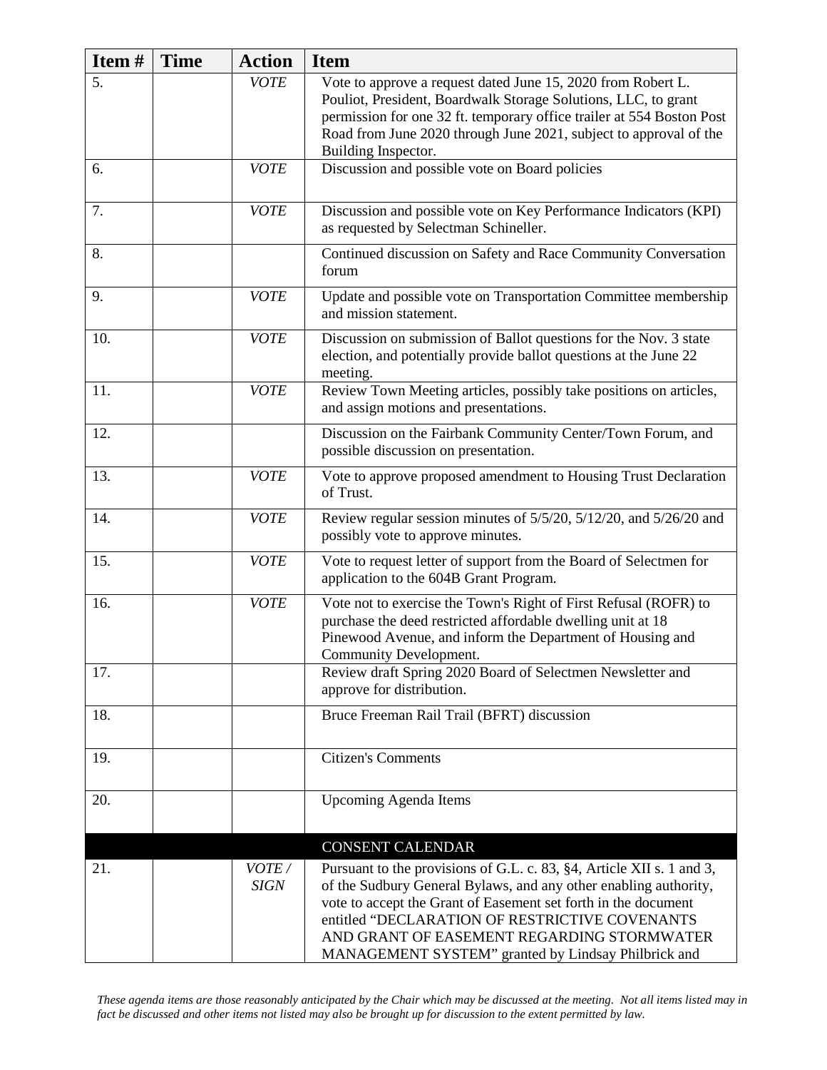| Item # | Time | Action | Item |
|---|---|---|---|
| 5. | | *VOTE* | Vote to approve a request dated June 15, 2020 from Robert L. Pouliot, President, Boardwalk Storage Solutions, LLC, to grant permission for one 32 ft. temporary office trailer at 554 Boston Post Road from June 2020 through June 2021, subject to approval of the Building Inspector. |
| 6. | | *VOTE* | Discussion and possible vote on Board policies |
| 7. | | *VOTE* | Discussion and possible vote on Key Performance Indicators (KPI) as requested by Selectman Schineller. |
| 8. | | | Continued discussion on Safety and Race Community Conversation forum |
| 9. | | *VOTE* | Update and possible vote on Transportation Committee membership and mission statement. |
| 10. | | *VOTE* | Discussion on submission of Ballot questions for the Nov. 3 state election, and potentially provide ballot questions at the June 22 meeting. |
| 11. | | *VOTE* | Review Town Meeting articles, possibly take positions on articles, and assign motions and presentations. |
| 12. | | | Discussion on the Fairbank Community Center/Town Forum, and possible discussion on presentation. |
| 13. | | *VOTE* | Vote to approve proposed amendment to Housing Trust Declaration of Trust. |
| 14. | | *VOTE* | Review regular session minutes of 5/5/20, 5/12/20, and 5/26/20 and possibly vote to approve minutes. |
| 15. | | *VOTE* | Vote to request letter of support from the Board of Selectmen for application to the 604B Grant Program. |
| 16. | | *VOTE* | Vote not to exercise the Town's Right of First Refusal (ROFR) to purchase the deed restricted affordable dwelling unit at 18 Pinewood Avenue, and inform the Department of Housing and Community Development. |
| 17. | | | Review draft Spring 2020 Board of Selectmen Newsletter and approve for distribution. |
| 18. | | | Bruce Freeman Rail Trail (BFRT) discussion |
| 19. | | | Citizen's Comments |
| 20. | | | Upcoming Agenda Items |
| | | | CONSENT CALENDAR |
| 21. | | *VOTE / SIGN* | Pursuant to the provisions of G.L. c. 83, §4, Article XII s. 1 and 3, of the Sudbury General Bylaws, and any other enabling authority, vote to accept the Grant of Easement set forth in the document entitled "DECLARATION OF RESTRICTIVE COVENANTS AND GRANT OF EASEMENT REGARDING STORMWATER MANAGEMENT SYSTEM" granted by Lindsay Philbrick and |

*These agenda items are those reasonably anticipated by the Chair which may be discussed at the meeting. Not all items listed may in fact be discussed and other items not listed may also be brought up for discussion to the extent permitted by law.*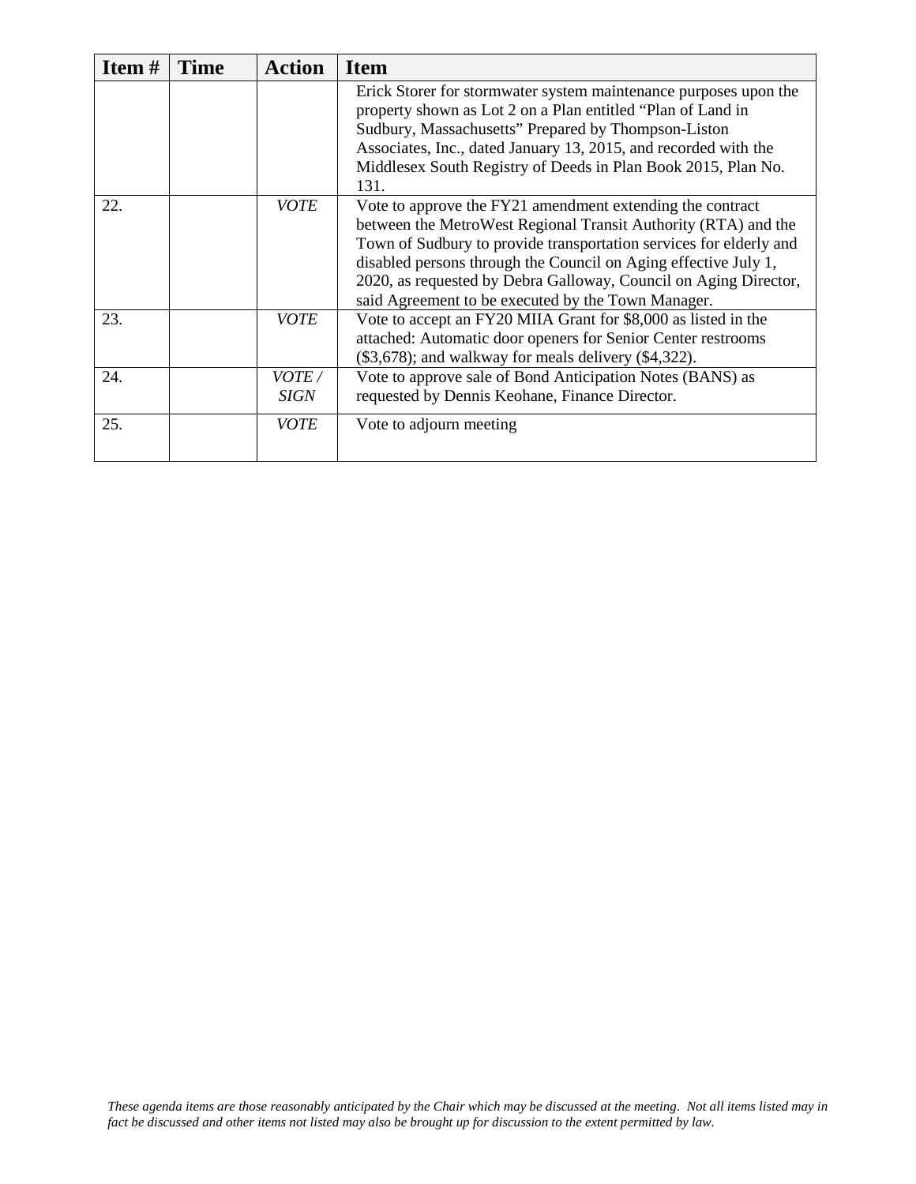| Item # | Time | Action | Item |
|---|---|---|---|
| | | | Erick Storer for stormwater system maintenance purposes upon the property shown as Lot 2 on a Plan entitled "Plan of Land in Sudbury, Massachusetts" Prepared by Thompson-Liston Associates, Inc., dated January 13, 2015, and recorded with the Middlesex South Registry of Deeds in Plan Book 2015, Plan No. 131. |
| 22. | | *VOTE* | Vote to approve the FY21 amendment extending the contract between the MetroWest Regional Transit Authority (RTA) and the Town of Sudbury to provide transportation services for elderly and disabled persons through the Council on Aging effective July 1, 2020, as requested by Debra Galloway, Council on Aging Director, said Agreement to be executed by the Town Manager. |
| 23. | | *VOTE* | Vote to accept an FY20 MIIA Grant for $8,000 as listed in the attached: Automatic door openers for Senior Center restrooms ($3,678); and walkway for meals delivery ($4,322). |
| 24. | | *VOTE / SIGN* | Vote to approve sale of Bond Anticipation Notes (BANS) as requested by Dennis Keohane, Finance Director. |
| 25. | | *VOTE* | Vote to adjourn meeting |

*These agenda items are those reasonably anticipated by the Chair which may be discussed at the meeting. Not all items listed may in fact be discussed and other items not listed may also be brought up for discussion to the extent permitted by law.*